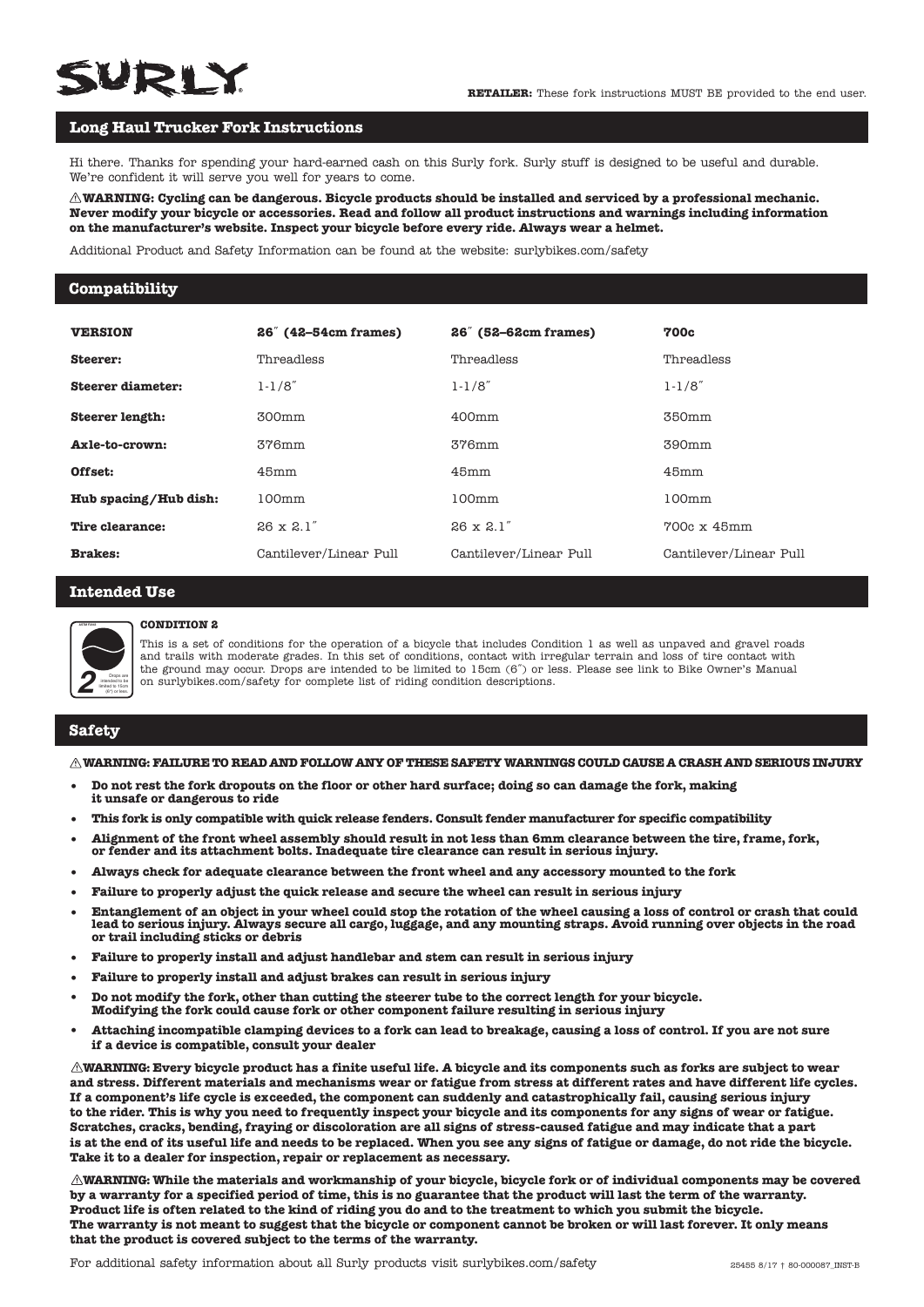SURLY

**RETAILER:** These fork instructions MUST BE provided to the end user.

## Long Haul Trucker Fork Instructions

Hi there. Thanks for spending your hard-earned cash on this Surly fork. Surly stuff is designed to be useful and durable. We're confident it will serve you well for years to come.

⚠ **WARNING: Cycling can be dangerous. Bicycle products should be installed and serviced by a professional mechanic. Never modify your bicycle or accessories. Read and follow all product instructions and warnings including information on the manufacturer's website. Inspect your bicycle before every ride. Always wear a helmet.**

Additional Product and Safety Information can be found at the website: surlybikes.com/safety

## Compatibility

| **VERSION** | **26″ (42–54cm frames)** | **26″ (52–62cm frames)** | **700c** |
|---|---|---|---|
| **Steerer:** | Threadless | Threadless | Threadless |
| **Steerer diameter:** | 1-1/8″ | 1-1/8″ | 1-1/8″ |
| **Steerer length:** | 300mm | 400mm | 350mm |
| **Axle-to-crown:** | 376mm | 376mm | 390mm |
| **Offset:** | 45mm | 45mm | 45mm |
| **Hub spacing/Hub dish:** | 100mm | 100mm | 100mm |
| **Tire clearance:** | 26 x 2.1″ | 26 x 2.1″ | 700c x 45mm |
| **Brakes:** | Cantilever/Linear Pull | Cantilever/Linear Pull | Cantilever/Linear Pull |

## Intended Use

2 — Drops are intended to be limited to 15cm (6″) or less.

**CONDITION 2**

This is a set of conditions for the operation of a bicycle that includes Condition 1 as well as unpaved and gravel roads and trails with moderate grades. In this set of conditions, contact with irregular terrain and loss of tire contact with the ground may occur. Drops are intended to be limited to 15cm (6″) or less. Please see link to Bike Owner's Manual on surlybikes.com/safety for complete list of riding condition descriptions.

## Safety

⚠ **WARNING: FAILURE TO READ AND FOLLOW ANY OF THESE SAFETY WARNINGS COULD CAUSE A CRASH AND SERIOUS INJURY**

- **Do not rest the fork dropouts on the floor or other hard surface; doing so can damage the fork, making it unsafe or dangerous to ride**
- **This fork is only compatible with quick release fenders. Consult fender manufacturer for specific compatibility**
- **Alignment of the front wheel assembly should result in not less than 6mm clearance between the tire, frame, fork, or fender and its attachment bolts. Inadequate tire clearance can result in serious injury.**
- **Always check for adequate clearance between the front wheel and any accessory mounted to the fork**
- **Failure to properly adjust the quick release and secure the wheel can result in serious injury**
- **Entanglement of an object in your wheel could stop the rotation of the wheel causing a loss of control or crash that could lead to serious injury. Always secure all cargo, luggage, and any mounting straps. Avoid running over objects in the road or trail including sticks or debris**
- **Failure to properly install and adjust handlebar and stem can result in serious injury**
- **Failure to properly install and adjust brakes can result in serious injury**
- **Do not modify the fork, other than cutting the steerer tube to the correct length for your bicycle. Modifying the fork could cause fork or other component failure resulting in serious injury**
- **Attaching incompatible clamping devices to a fork can lead to breakage, causing a loss of control. If you are not sure if a device is compatible, consult your dealer**

⚠ **WARNING: Every bicycle product has a finite useful life. A bicycle and its components such as forks are subject to wear and stress. Different materials and mechanisms wear or fatigue from stress at different rates and have different life cycles. If a component's life cycle is exceeded, the component can suddenly and catastrophically fail, causing serious injury to the rider. This is why you need to frequently inspect your bicycle and its components for any signs of wear or fatigue. Scratches, cracks, bending, fraying or discoloration are all signs of stress-caused fatigue and may indicate that a part is at the end of its useful life and needs to be replaced. When you see any signs of fatigue or damage, do not ride the bicycle. Take it to a dealer for inspection, repair or replacement as necessary.**

⚠ **WARNING: While the materials and workmanship of your bicycle, bicycle fork or of individual components may be covered by a warranty for a specified period of time, this is no guarantee that the product will last the term of the warranty. Product life is often related to the kind of riding you do and to the treatment to which you submit the bicycle. The warranty is not meant to suggest that the bicycle or component cannot be broken or will last forever. It only means that the product is covered subject to the terms of the warranty.**

For additional safety information about all Surly products visit surlybikes.com/safety

25455 8/17 † 80-000087_INST-B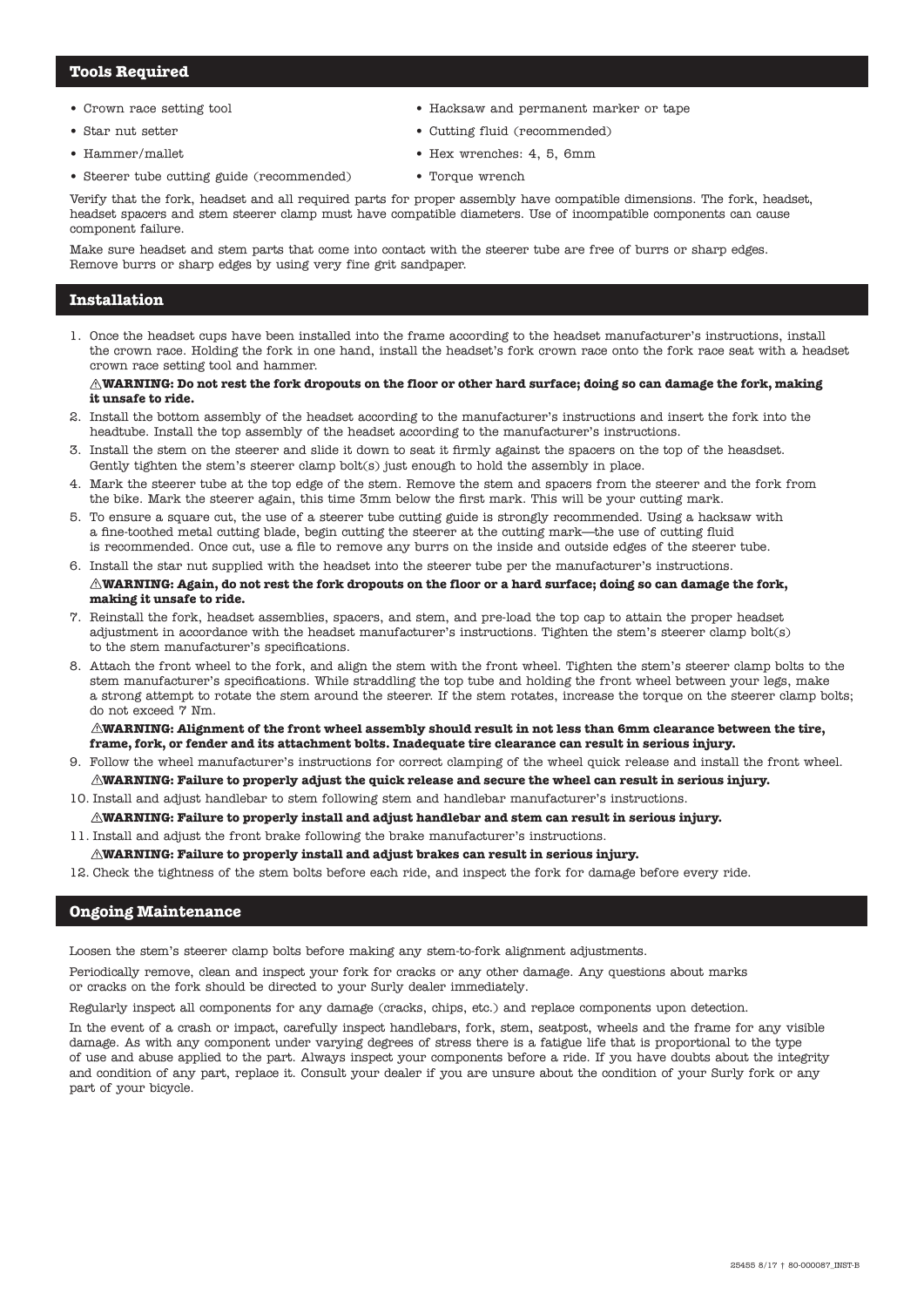## Tools Required

- Crown race setting tool
- Star nut setter
- Hammer/mallet
- Steerer tube cutting guide (recommended)
- Hacksaw and permanent marker or tape
- Cutting fluid (recommended)
- Hex wrenches: 4, 5, 6mm
- Torque wrench

Verify that the fork, headset and all required parts for proper assembly have compatible dimensions. The fork, headset, headset spacers and stem steerer clamp must have compatible diameters. Use of incompatible components can cause component failure.

Make sure headset and stem parts that come into contact with the steerer tube are free of burrs or sharp edges. Remove burrs or sharp edges by using very fine grit sandpaper.

## Installation

1. Once the headset cups have been installed into the frame according to the headset manufacturer's instructions, install the crown race. Holding the fork in one hand, install the headset's fork crown race onto the fork race seat with a headset crown race setting tool and hammer.

   ⚠**WARNING: Do not rest the fork dropouts on the floor or other hard surface; doing so can damage the fork, making it unsafe to ride.**
2. Install the bottom assembly of the headset according to the manufacturer's instructions and insert the fork into the headtube. Install the top assembly of the headset according to the manufacturer's instructions.
3. Install the stem on the steerer and slide it down to seat it firmly against the spacers on the top of the heasdset. Gently tighten the stem's steerer clamp bolt(s) just enough to hold the assembly in place.
4. Mark the steerer tube at the top edge of the stem. Remove the stem and spacers from the steerer and the fork from the bike. Mark the steerer again, this time 3mm below the first mark. This will be your cutting mark.
5. To ensure a square cut, the use of a steerer tube cutting guide is strongly recommended. Using a hacksaw with a fine-toothed metal cutting blade, begin cutting the steerer at the cutting mark—the use of cutting fluid is recommended. Once cut, use a file to remove any burrs on the inside and outside edges of the steerer tube.
6. Install the star nut supplied with the headset into the steerer tube per the manufacturer's instructions.

   ⚠**WARNING: Again, do not rest the fork dropouts on the floor or a hard surface; doing so can damage the fork, making it unsafe to ride.**
7. Reinstall the fork, headset assemblies, spacers, and stem, and pre-load the top cap to attain the proper headset adjustment in accordance with the headset manufacturer's instructions. Tighten the stem's steerer clamp bolt(s) to the stem manufacturer's specifications.
8. Attach the front wheel to the fork, and align the stem with the front wheel. Tighten the stem's steerer clamp bolts to the stem manufacturer's specifications. While straddling the top tube and holding the front wheel between your legs, make a strong attempt to rotate the stem around the steerer. If the stem rotates, increase the torque on the steerer clamp bolts; do not exceed 7 Nm.

   ⚠**WARNING: Alignment of the front wheel assembly should result in not less than 6mm clearance between the tire, frame, fork, or fender and its attachment bolts. Inadequate tire clearance can result in serious injury.**
9. Follow the wheel manufacturer's instructions for correct clamping of the wheel quick release and install the front wheel.

   ⚠**WARNING: Failure to properly adjust the quick release and secure the wheel can result in serious injury.**
10. Install and adjust handlebar to stem following stem and handlebar manufacturer's instructions.

    ⚠**WARNING: Failure to properly install and adjust handlebar and stem can result in serious injury.**
11. Install and adjust the front brake following the brake manufacturer's instructions.

    ⚠**WARNING: Failure to properly install and adjust brakes can result in serious injury.**
12. Check the tightness of the stem bolts before each ride, and inspect the fork for damage before every ride.

## Ongoing Maintenance

Loosen the stem's steerer clamp bolts before making any stem-to-fork alignment adjustments.

Periodically remove, clean and inspect your fork for cracks or any other damage. Any questions about marks or cracks on the fork should be directed to your Surly dealer immediately.

Regularly inspect all components for any damage (cracks, chips, etc.) and replace components upon detection.

In the event of a crash or impact, carefully inspect handlebars, fork, stem, seatpost, wheels and the frame for any visible damage. As with any component under varying degrees of stress there is a fatigue life that is proportional to the type of use and abuse applied to the part. Always inspect your components before a ride. If you have doubts about the integrity and condition of any part, replace it. Consult your dealer if you are unsure about the condition of your Surly fork or any part of your bicycle.

25455 8/17 † 80-000087_INST-B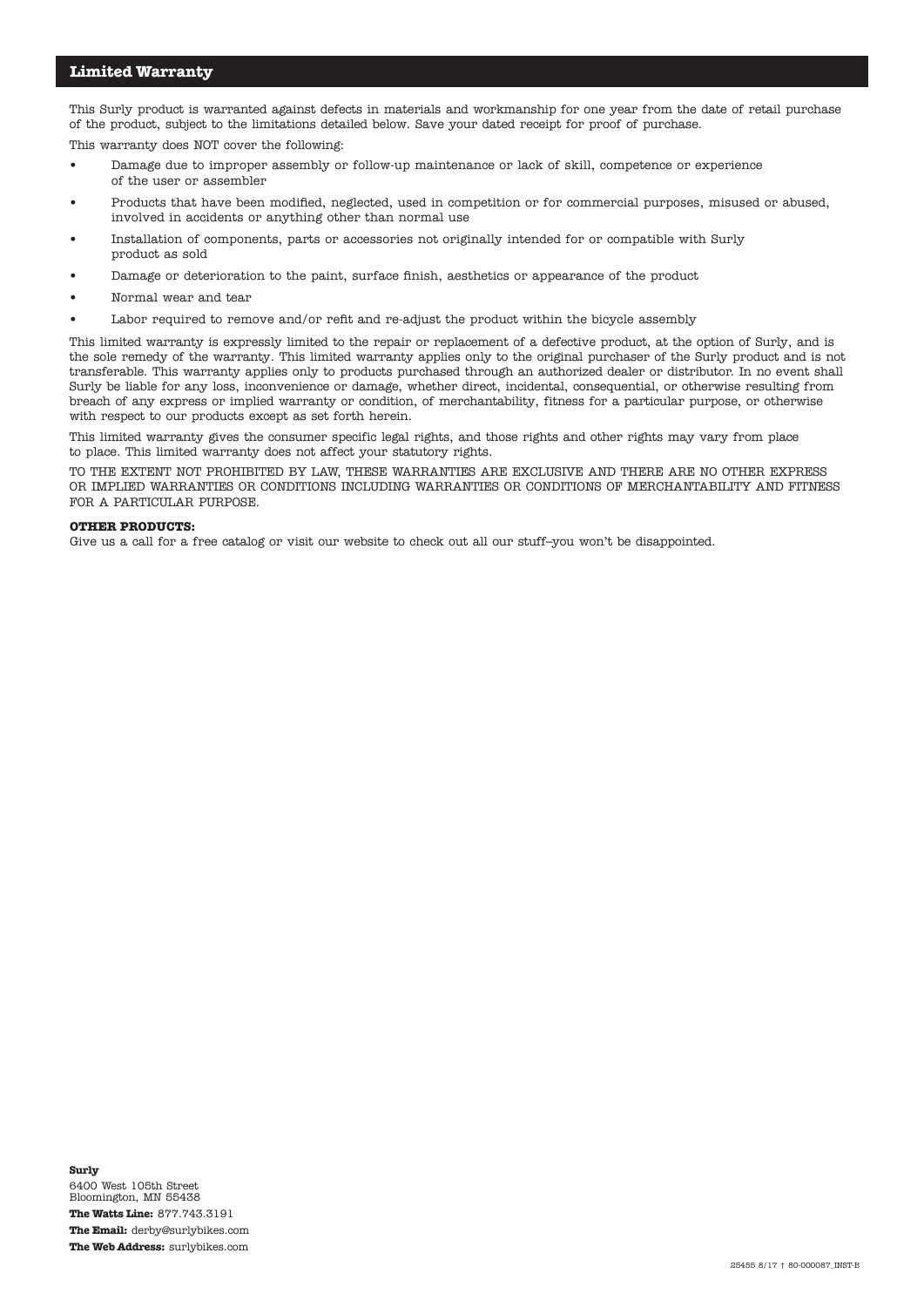## Limited Warranty

This Surly product is warranted against defects in materials and workmanship for one year from the date of retail purchase of the product, subject to the limitations detailed below. Save your dated receipt for proof of purchase.

This warranty does NOT cover the following:

- Damage due to improper assembly or follow-up maintenance or lack of skill, competence or experience of the user or assembler
- Products that have been modified, neglected, used in competition or for commercial purposes, misused or abused, involved in accidents or anything other than normal use
- Installation of components, parts or accessories not originally intended for or compatible with Surly product as sold
- Damage or deterioration to the paint, surface finish, aesthetics or appearance of the product
- Normal wear and tear
- Labor required to remove and/or refit and re-adjust the product within the bicycle assembly

This limited warranty is expressly limited to the repair or replacement of a defective product, at the option of Surly, and is the sole remedy of the warranty. This limited warranty applies only to the original purchaser of the Surly product and is not transferable. This warranty applies only to products purchased through an authorized dealer or distributor. In no event shall Surly be liable for any loss, inconvenience or damage, whether direct, incidental, consequential, or otherwise resulting from breach of any express or implied warranty or condition, of merchantability, fitness for a particular purpose, or otherwise with respect to our products except as set forth herein.

This limited warranty gives the consumer specific legal rights, and those rights and other rights may vary from place to place. This limited warranty does not affect your statutory rights.

TO THE EXTENT NOT PROHIBITED BY LAW, THESE WARRANTIES ARE EXCLUSIVE AND THERE ARE NO OTHER EXPRESS OR IMPLIED WARRANTIES OR CONDITIONS INCLUDING WARRANTIES OR CONDITIONS OF MERCHANTABILITY AND FITNESS FOR A PARTICULAR PURPOSE.

**OTHER PRODUCTS:**
Give us a call for a free catalog or visit our website to check out all our stuff–you won't be disappointed.

**Surly**
6400 West 105th Street
Bloomington, MN 55438

**The Watts Line:** 877.743.3191

**The Email:** derby@surlybikes.com

**The Web Address:** surlybikes.com

25455 8/17 † 80-000087_INST-B